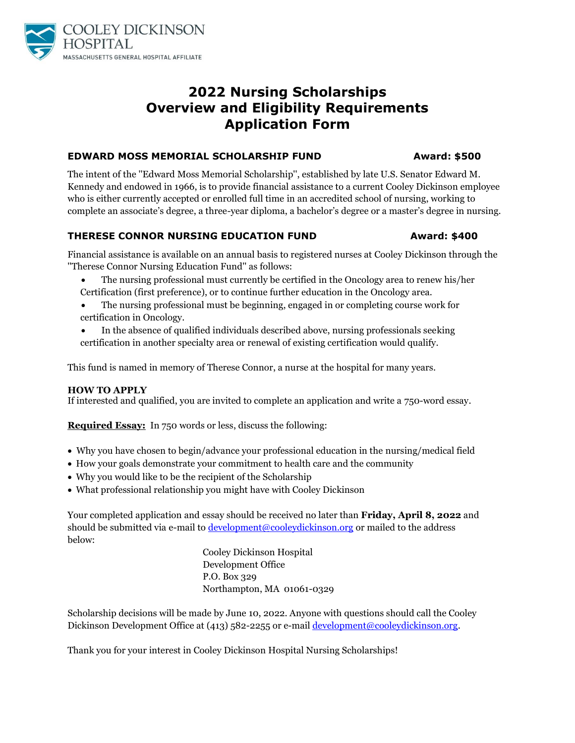COOLEY DICKINSON HOSPITAL
MASSACHUSETTS GENERAL HOSPITAL AFFILIATE

# 2022 Nursing Scholarships
# Overview and Eligibility Requirements
# Application Form

## EDWARD MOSS MEMORIAL SCHOLARSHIP FUND — Award: $500

The intent of the "Edward Moss Memorial Scholarship", established by late U.S. Senator Edward M. Kennedy and endowed in 1966, is to provide financial assistance to a current Cooley Dickinson employee who is either currently accepted or enrolled full time in an accredited school of nursing, working to complete an associate's degree, a three-year diploma, a bachelor's degree or a master's degree in nursing.

## THERESE CONNOR NURSING EDUCATION FUND — Award: $400

Financial assistance is available on an annual basis to registered nurses at Cooley Dickinson through the "Therese Connor Nursing Education Fund" as follows:

- The nursing professional must currently be certified in the Oncology area to renew his/her Certification (first preference), or to continue further education in the Oncology area.
- The nursing professional must be beginning, engaged in or completing course work for certification in Oncology.
- In the absence of qualified individuals described above, nursing professionals seeking certification in another specialty area or renewal of existing certification would qualify.

This fund is named in memory of Therese Connor, a nurse at the hospital for many years.

**HOW TO APPLY**
If interested and qualified, you are invited to complete an application and write a 750-word essay.

**Required Essay:** In 750 words or less, discuss the following:

- Why you have chosen to begin/advance your professional education in the nursing/medical field
- How your goals demonstrate your commitment to health care and the community
- Why you would like to be the recipient of the Scholarship
- What professional relationship you might have with Cooley Dickinson

Your completed application and essay should be received no later than **Friday, April 8, 2022** and should be submitted via e-mail to development@cooleydickinson.org or mailed to the address below:

Cooley Dickinson Hospital
Development Office
P.O. Box 329
Northampton, MA 01061-0329

Scholarship decisions will be made by June 10, 2022. Anyone with questions should call the Cooley Dickinson Development Office at (413) 582-2255 or e-mail development@cooleydickinson.org.

Thank you for your interest in Cooley Dickinson Hospital Nursing Scholarships!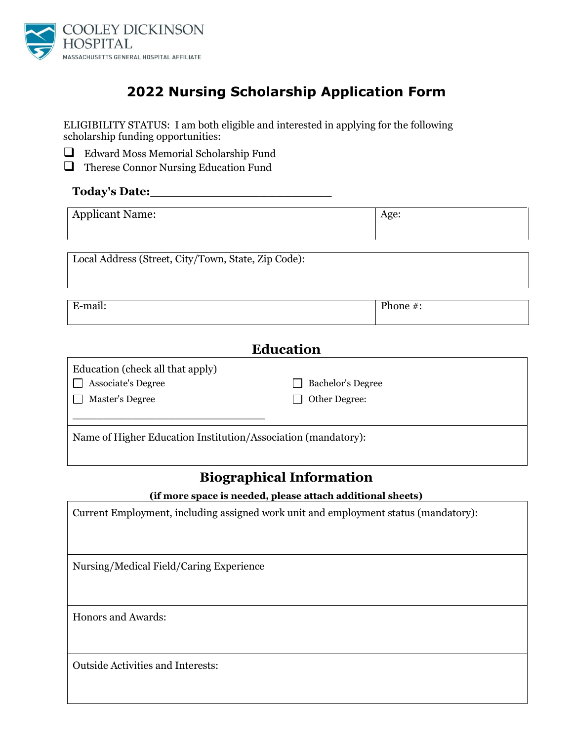COOLEY DICKINSON HOSPITAL
MASSACHUSETTS GENERAL HOSPITAL AFFILIATE

# 2022 Nursing Scholarship Application Form

ELIGIBILITY STATUS: I am both eligible and interested in applying for the following scholarship funding opportunities:

- ☐ Edward Moss Memorial Scholarship Fund
- ☐ Therese Connor Nursing Education Fund

**Today's Date:**\_\_\_\_\_\_\_\_\_\_\_\_\_\_\_\_\_\_\_\_\_\_\_\_\_\_

| | |
|---|---|
| Applicant Name: | Age: |

| |
|---|
| Local Address (Street, City/Town, State, Zip Code): |

| | |
|---|---|
| E-mail: | Phone #: |

## Education

Education (check all that apply)

- ☐ Associate's Degree
- ☐ Bachelor's Degree
- ☐ Master's Degree
- ☐ Other Degree: \_\_\_\_\_\_\_\_\_\_\_\_\_\_\_\_\_\_\_\_\_\_\_\_\_\_\_\_\_\_\_\_\_\_

Name of Higher Education Institution/Association (mandatory):

## Biographical Information

**(if more space is needed, please attach additional sheets)**

Current Employment, including assigned work unit and employment status (mandatory):

Nursing/Medical Field/Caring Experience

Honors and Awards:

Outside Activities and Interests: